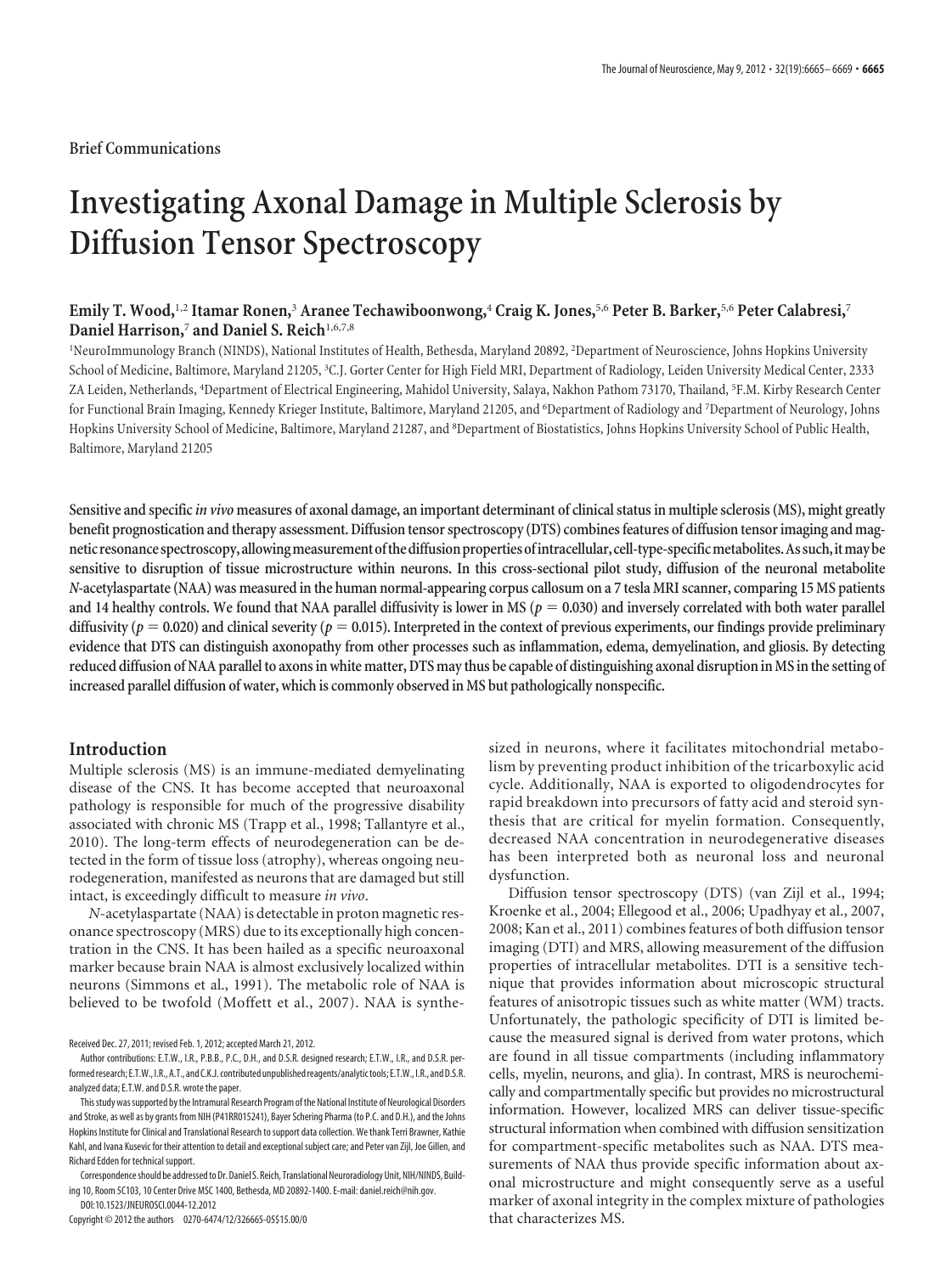Brief Communications

# Investigating Axonal Damage in Multiple Sclerosis by Diffusion Tensor Spectroscopy

**Emily T. Wood,[1,2] Itamar Ronen,[3] Aranee Techawiboonwong,[4] Craig K. Jones,[5,6] Peter B. Barker,[5,6] Peter Calabresi,[7] Daniel Harrison,[7] and Daniel S. Reich[1,6,7,8]**

[1]NeuroImmunology Branch (NINDS), National Institutes of Health, Bethesda, Maryland 20892, [2]Department of Neuroscience, Johns Hopkins University School of Medicine, Baltimore, Maryland 21205, [3]C.J. Gorter Center for High Field MRI, Department of Radiology, Leiden University Medical Center, 2333 ZA Leiden, Netherlands, [4]Department of Electrical Engineering, Mahidol University, Salaya, Nakhon Pathom 73170, Thailand, [5]F.M. Kirby Research Center for Functional Brain Imaging, Kennedy Krieger Institute, Baltimore, Maryland 21205, and [6]Department of Radiology and [7]Department of Neurology, Johns Hopkins University School of Medicine, Baltimore, Maryland 21287, and [8]Department of Biostatistics, Johns Hopkins University School of Public Health, Baltimore, Maryland 21205

**Sensitive and specific *in vivo* measures of axonal damage, an important determinant of clinical status in multiple sclerosis (MS), might greatly benefit prognostication and therapy assessment. Diffusion tensor spectroscopy (DTS) combines features of diffusion tensor imaging and magnetic resonance spectroscopy, allowing measurement of the diffusion properties of intracellular, cell-type-specific metabolites. As such, it may be sensitive to disruption of tissue microstructure within neurons. In this cross-sectional pilot study, diffusion of the neuronal metabolite *N*-acetylaspartate (NAA) was measured in the human normal-appearing corpus callosum on a 7 tesla MRI scanner, comparing 15 MS patients and 14 healthy controls. We found that NAA parallel diffusivity is lower in MS ($p = 0.030$) and inversely correlated with both water parallel diffusivity ($p = 0.020$) and clinical severity ($p = 0.015$). Interpreted in the context of previous experiments, our findings provide preliminary evidence that DTS can distinguish axonopathy from other processes such as inflammation, edema, demyelination, and gliosis. By detecting reduced diffusion of NAA parallel to axons in white matter, DTS may thus be capable of distinguishing axonal disruption in MS in the setting of increased parallel diffusion of water, which is commonly observed in MS but pathologically nonspecific.**

## Introduction

Multiple sclerosis (MS) is an immune-mediated demyelinating disease of the CNS. It has become accepted that neuroaxonal pathology is responsible for much of the progressive disability associated with chronic MS (Trapp et al., 1998; Tallantyre et al., 2010). The long-term effects of neurodegeneration can be detected in the form of tissue loss (atrophy), whereas ongoing neurodegeneration, manifested as neurons that are damaged but still intact, is exceedingly difficult to measure *in vivo*.

*N*-acetylaspartate (NAA) is detectable in proton magnetic resonance spectroscopy (MRS) due to its exceptionally high concentration in the CNS. It has been hailed as a specific neuroaxonal marker because brain NAA is almost exclusively localized within neurons (Simmons et al., 1991). The metabolic role of NAA is believed to be twofold (Moffett et al., 2007). NAA is synthesized in neurons, where it facilitates mitochondrial metabolism by preventing product inhibition of the tricarboxylic acid cycle. Additionally, NAA is exported to oligodendrocytes for rapid breakdown into precursors of fatty acid and steroid synthesis that are critical for myelin formation. Consequently, decreased NAA concentration in neurodegenerative diseases has been interpreted both as neuronal loss and neuronal dysfunction.

Diffusion tensor spectroscopy (DTS) (van Zijl et al., 1994; Kroenke et al., 2004; Ellegood et al., 2006; Upadhyay et al., 2007, 2008; Kan et al., 2011) combines features of both diffusion tensor imaging (DTI) and MRS, allowing measurement of the diffusion properties of intracellular metabolites. DTI is a sensitive technique that provides information about microscopic structural features of anisotropic tissues such as white matter (WM) tracts. Unfortunately, the pathologic specificity of DTI is limited because the measured signal is derived from water protons, which are found in all tissue compartments (including inflammatory cells, myelin, neurons, and glia). In contrast, MRS is neurochemically and compartmentally specific but provides no microstructural information. However, localized MRS can deliver tissue-specific structural information when combined with diffusion sensitization for compartment-specific metabolites such as NAA. DTS measurements of NAA thus provide specific information about axonal microstructure and might consequently serve as a useful marker of axonal integrity in the complex mixture of pathologies that characterizes MS.

Received Dec. 27, 2011; revised Feb. 1, 2012; accepted March 21, 2012.

Author contributions: E.T.W., I.R., P.B.B., P.C., D.H., and D.S.R. designed research; E.T.W., I.R., and D.S.R. performed research; E.T.W., I.R., A.T., and C.K.J. contributed unpublished reagents/analytic tools; E.T.W., I.R., and D.S.R. analyzed data; E.T.W. and D.S.R. wrote the paper.

This study was supported by the Intramural Research Program of the National Institute of Neurological Disorders and Stroke, as well as by grants from NIH (P41RR015241), Bayer Schering Pharma (to P.C. and D.H.), and the Johns Hopkins Institute for Clinical and Translational Research to support data collection. We thank Terri Brawner, Kathie Kahl, and Ivana Kusevic for their attention to detail and exceptional subject care; and Peter van Zijl, Joe Gillen, and Richard Edden for technical support.

Correspondence should be addressed to Dr. Daniel S. Reich, Translational Neuroradiology Unit, NIH/NINDS, Building 10, Room 5C103, 10 Center Drive MSC 1400, Bethesda, MD 20892-1400. E-mail: daniel.reich@nih.gov.

DOI:10.1523/JNEUROSCI.0044-12.2012

Copyright © 2012 the authors 0270-6474/12/326665-05$15.00/0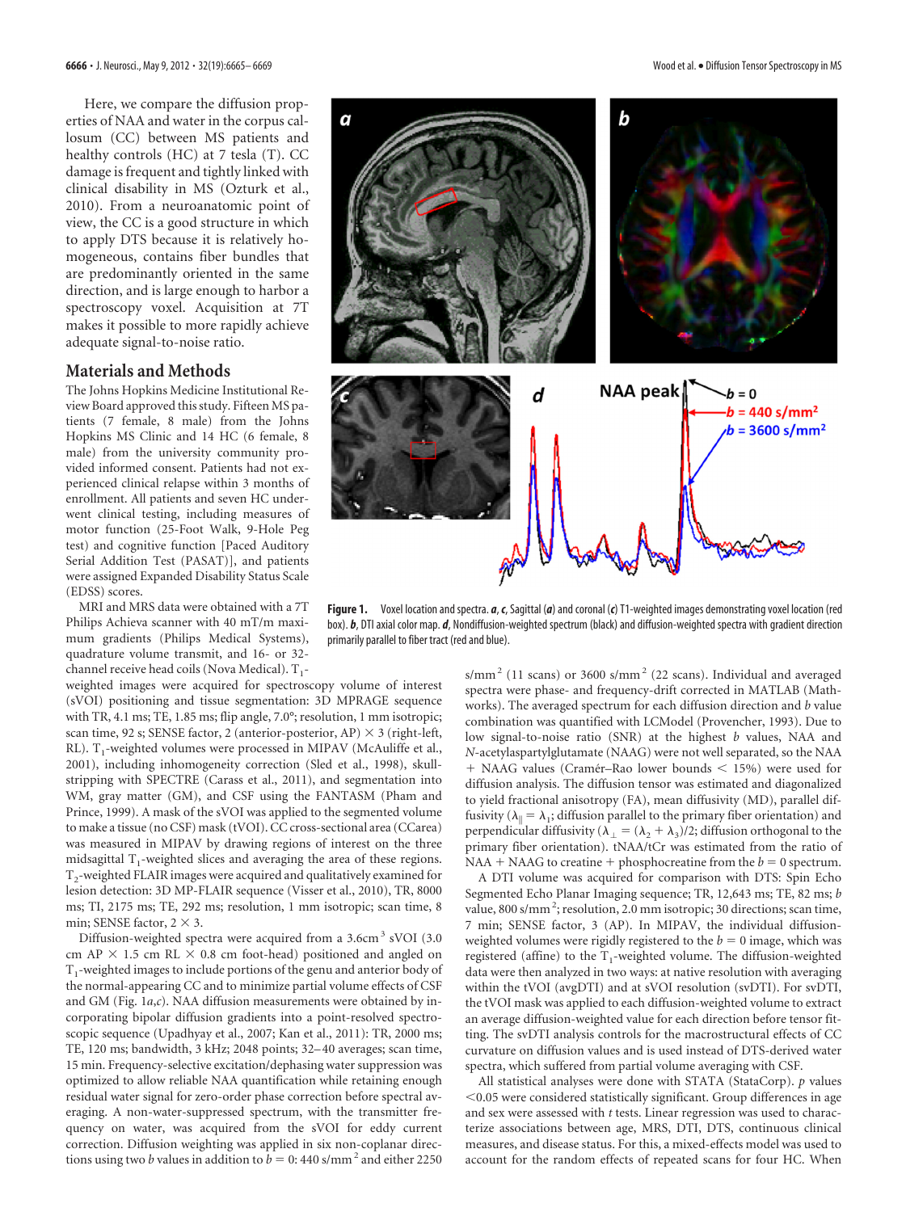Here, we compare the diffusion properties of NAA and water in the corpus callosum (CC) between MS patients and healthy controls (HC) at 7 tesla (T). CC damage is frequent and tightly linked with clinical disability in MS (Ozturk et al., 2010). From a neuroanatomic point of view, the CC is a good structure in which to apply DTS because it is relatively homogeneous, contains fiber bundles that are predominantly oriented in the same direction, and is large enough to harbor a spectroscopy voxel. Acquisition at 7T makes it possible to more rapidly achieve adequate signal-to-noise ratio.

## Materials and Methods

The Johns Hopkins Medicine Institutional Review Board approved this study. Fifteen MS patients (7 female, 8 male) from the Johns Hopkins MS Clinic and 14 HC (6 female, 8 male) from the university community provided informed consent. Patients had not experienced clinical relapse within 3 months of enrollment. All patients and seven HC underwent clinical testing, including measures of motor function (25-Foot Walk, 9-Hole Peg test) and cognitive function [Paced Auditory Serial Addition Test (PASAT)], and patients were assigned Expanded Disability Status Scale (EDSS) scores.

MRI and MRS data were obtained with a 7T Philips Achieva scanner with 40 mT/m maximum gradients (Philips Medical Systems), quadrature volume transmit, and 16- or 32-channel receive head coils (Nova Medical). $T_1$-weighted images were acquired for spectroscopy volume of interest (sVOI) positioning and tissue segmentation: 3D MPRAGE sequence with TR, 4.1 ms; TE, 1.85 ms; flip angle, 7.0°; resolution, 1 mm isotropic; scan time, 92 s; SENSE factor, 2 (anterior-posterior, AP) × 3 (right-left, RL). $T_1$-weighted volumes were processed in MIPAV (McAuliffe et al., 2001), including inhomogeneity correction (Sled et al., 1998), skull-stripping with SPECTRE (Carass et al., 2011), and segmentation into WM, gray matter (GM), and CSF using the FANTASM (Pham and Prince, 1999). A mask of the sVOI was applied to the segmented volume to make a tissue (no CSF) mask (tVOI). CC cross-sectional area (CCarea) was measured in MIPAV by drawing regions of interest on the three midsagittal $T_1$-weighted slices and averaging the area of these regions. $T_2$-weighted FLAIR images were acquired and qualitatively examined for lesion detection: 3D MP-FLAIR sequence (Visser et al., 2010), TR, 8000 ms; TI, 2175 ms; TE, 292 ms; resolution, 1 mm isotropic; scan time, 8 min; SENSE factor, 2 × 3.

Diffusion-weighted spectra were acquired from a 3.6cm$^3$ sVOI (3.0 cm AP × 1.5 cm RL × 0.8 cm foot-head) positioned and angled on $T_1$-weighted images to include portions of the genu and anterior body of the normal-appearing CC and to minimize partial volume effects of CSF and GM (Fig. 1*a*,*c*). NAA diffusion measurements were obtained by incorporating bipolar diffusion gradients into a point-resolved spectroscopic sequence (Upadhyay et al., 2007; Kan et al., 2011): TR, 2000 ms; TE, 120 ms; bandwidth, 3 kHz; 2048 points; 32–40 averages; scan time, 15 min. Frequency-selective excitation/dephasing water suppression was optimized to allow reliable NAA quantification while retaining enough residual water signal for zero-order phase correction before spectral averaging. A non-water-suppressed spectrum, with the transmitter frequency on water, was acquired from the sVOI for eddy current correction. Diffusion weighting was applied in six non-coplanar directions using two *b* values in addition to $b = 0$: 440 s/mm$^2$ and either 2250 s/mm$^2$ (11 scans) or 3600 s/mm$^2$ (22 scans). Individual and averaged spectra were phase- and frequency-drift corrected in MATLAB (Mathworks). The averaged spectrum for each diffusion direction and *b* value combination was quantified with LCModel (Provencher, 1993). Due to low signal-to-noise ratio (SNR) at the highest *b* values, NAA and *N*-acetylaspartylglutamate (NAAG) were not well separated, so the NAA + NAAG values (Cramér–Rao lower bounds < 15%) were used for diffusion analysis. The diffusion tensor was estimated and diagonalized to yield fractional anisotropy (FA), mean diffusivity (MD), parallel diffusivity ($\lambda_{\parallel} = \lambda_1$; diffusion parallel to the primary fiber orientation) and perpendicular diffusivity ($\lambda_{\perp} = (\lambda_2 + \lambda_3)/2$; diffusion orthogonal to the primary fiber orientation). tNAA/tCr was estimated from the ratio of NAA + NAAG to creatine + phosphocreatine from the $b = 0$ spectrum.

**Figure 1.** Voxel location and spectra. ***a***, ***c***, Sagittal (***a***) and coronal (***c***) $T_1$-weighted images demonstrating voxel location (red box). ***b***, DTI axial color map. ***d***, Nondiffusion-weighted spectrum (black) and diffusion-weighted spectra with gradient direction primarily parallel to fiber tract (red and blue).

A DTI volume was acquired for comparison with DTS: Spin Echo Segmented Echo Planar Imaging sequence; TR, 12,643 ms; TE, 82 ms; *b* value, 800 s/mm$^2$; resolution, 2.0 mm isotropic; 30 directions; scan time, 7 min; SENSE factor, 3 (AP). In MIPAV, the individual diffusion-weighted volumes were rigidly registered to the $b = 0$ image, which was registered (affine) to the $T_1$-weighted volume. The diffusion-weighted data were then analyzed in two ways: at native resolution with averaging within the tVOI (avgDTI) and at sVOI resolution (svDTI). For svDTI, the tVOI mask was applied to each diffusion-weighted volume to extract an average diffusion-weighted value for each direction before tensor fitting. The svDTI analysis controls for the macrostructural effects of CC curvature on diffusion values and is used instead of DTS-derived water spectra, which suffered from partial volume averaging with CSF.

All statistical analyses were done with STATA (StataCorp). *p* values <0.05 were considered statistically significant. Group differences in age and sex were assessed with *t* tests. Linear regression was used to characterize associations between age, MRS, DTI, DTS, continuous clinical measures, and disease status. For this, a mixed-effects model was used to account for the random effects of repeated scans for four HC. When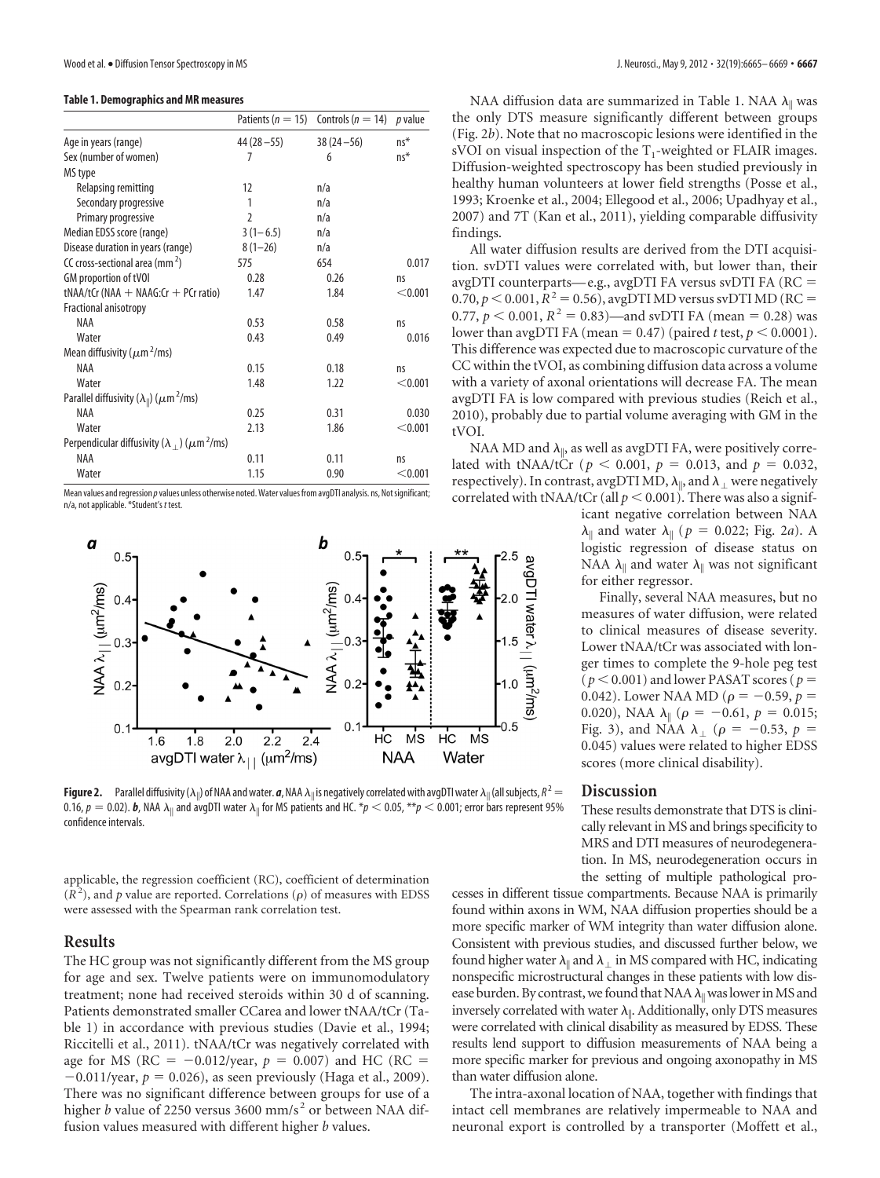**Table 1. Demographics and MR measures**

| | Patients ($n = 15$) | Controls ($n = 14$) | $p$ value |
|---|---|---|---|
| Age in years (range) | 44 (28–55) | 38 (24–56) | ns* |
| Sex (number of women) | 7 | 6 | ns* |
| MS type | | | |
| Relapsing remitting | 12 | n/a | |
| Secondary progressive | 1 | n/a | |
| Primary progressive | 2 | n/a | |
| Median EDSS score (range) | 3 (1–6.5) | n/a | |
| Disease duration in years (range) | 8 (1–26) | n/a | |
| CC cross-sectional area (mm$^2$) | 575 | 654 | 0.017 |
| GM proportion of tVOI | 0.28 | 0.26 | ns |
| tNAA/tCr (NAA + NAAG:Cr + PCr ratio) | 1.47 | 1.84 | <0.001 |
| Fractional anisotropy | | | |
| NAA | 0.53 | 0.58 | ns |
| Water | 0.43 | 0.49 | 0.016 |
| Mean diffusivity ($\mu m^2$/ms) | | | |
| NAA | 0.15 | 0.18 | ns |
| Water | 1.48 | 1.22 | <0.001 |
| Parallel diffusivity ($\lambda_{\|}$) ($\mu m^2$/ms) | | | |
| NAA | 0.25 | 0.31 | 0.030 |
| Water | 2.13 | 1.86 | <0.001 |
| Perpendicular diffusivity ($\lambda_{\perp}$) ($\mu m^2$/ms) | | | |
| NAA | 0.11 | 0.11 | ns |
| Water | 1.15 | 0.90 | <0.001 |

Mean values and regression $p$ values unless otherwise noted. Water values from avgDTI analysis. ns, Not significant; n/a, not applicable. *Student's $t$ test.

**Figure 2.** Parallel diffusivity ($\lambda_{\|}$) of NAA and water. ***a***, NAA $\lambda_{\|}$ is negatively correlated with avgDTI water $\lambda_{\|}$ (all subjects, $R^2 = 0.16$, $p = 0.02$). ***b***, NAA $\lambda_{\|}$ and avgDTI water $\lambda_{\|}$ for MS patients and HC. *$p < 0.05$, **$p < 0.001$; error bars represent 95% confidence intervals.

applicable, the regression coefficient (RC), coefficient of determination ($R^2$), and $p$ value are reported. Correlations ($\rho$) of measures with EDSS were assessed with the Spearman rank correlation test.

## Results

The HC group was not significantly different from the MS group for age and sex. Twelve patients were on immunomodulatory treatment; none had received steroids within 30 d of scanning. Patients demonstrated smaller CCarea and lower tNAA/tCr (Table 1) in accordance with previous studies (Davie et al., 1994; Riccitelli et al., 2011). tNAA/tCr was negatively correlated with age for MS (RC = −0.012/year, $p = 0.007$) and HC (RC = −0.011/year, $p = 0.026$), as seen previously (Haga et al., 2009). There was no significant difference between groups for use of a higher $b$ value of 2250 versus 3600 mm/s$^2$ or between NAA diffusion values measured with different higher $b$ values.

NAA diffusion data are summarized in Table 1. NAA $\lambda_{\|}$ was the only DTS measure significantly different between groups (Fig. 2*b*). Note that no macroscopic lesions were identified in the sVOI on visual inspection of the $T_1$-weighted or FLAIR images. Diffusion-weighted spectroscopy has been studied previously in healthy human volunteers at lower field strengths (Posse et al., 1993; Kroenke et al., 2004; Ellegood et al., 2006; Upadhyay et al., 2007) and 7T (Kan et al., 2011), yielding comparable diffusivity findings.

All water diffusion results are derived from the DTI acquisition. svDTI values were correlated with, but lower than, their avgDTI counterparts—e.g., avgDTI FA versus svDTI FA (RC = 0.70, $p < 0.001$, $R^2 = 0.56$), avgDTI MD versus svDTI MD (RC = 0.77, $p < 0.001$, $R^2 = 0.83$)—and svDTI FA (mean = 0.28) was lower than avgDTI FA (mean = 0.47) (paired $t$ test, $p < 0.0001$). This difference was expected due to macroscopic curvature of the CC within the tVOI, as combining diffusion data across a volume with a variety of axonal orientations will decrease FA. The mean avgDTI FA is low compared with previous studies (Reich et al., 2010), probably due to partial volume averaging with GM in the tVOI.

NAA MD and $\lambda_{\|}$, as well as avgDTI FA, were positively correlated with tNAA/tCr ($p < 0.001$, $p = 0.013$, and $p = 0.032$, respectively). In contrast, avgDTI MD, $\lambda_{\|}$, and $\lambda_{\perp}$ were negatively correlated with tNAA/tCr (all $p < 0.001$). There was also a significant negative correlation between NAA $\lambda_{\|}$ and water $\lambda_{\|}$ ($p = 0.022$; Fig. 2*a*). A logistic regression of disease status on NAA $\lambda_{\|}$ and water $\lambda_{\|}$ was not significant for either regressor.

Finally, several NAA measures, but no measures of water diffusion, were related to clinical measures of disease severity. Lower tNAA/tCr was associated with longer times to complete the 9-hole peg test ($p < 0.001$) and lower PASAT scores ($p = 0.042$). Lower NAA MD ($\rho = -0.59$, $p = 0.020$), NAA $\lambda_{\|}$ ($\rho = -0.61$, $p = 0.015$; Fig. 3), and NAA $\lambda_{\perp}$ ($\rho = -0.53$, $p = 0.045$) values were related to higher EDSS scores (more clinical disability).

## Discussion

These results demonstrate that DTS is clinically relevant in MS and brings specificity to MRS and DTI measures of neurodegeneration. In MS, neurodegeneration occurs in the setting of multiple pathological processes in different tissue compartments. Because NAA is primarily found within axons in WM, NAA diffusion properties should be a more specific marker of WM integrity than water diffusion alone. Consistent with previous studies, and discussed further below, we found higher water $\lambda_{\|}$ and $\lambda_{\perp}$ in MS compared with HC, indicating nonspecific microstructural changes in these patients with low disease burden. By contrast, we found that NAA $\lambda_{\|}$ was lower in MS and inversely correlated with water $\lambda_{\|}$. Additionally, only DTS measures were correlated with clinical disability as measured by EDSS. These results lend support to diffusion measurements of NAA being a more specific marker for previous and ongoing axonopathy in MS than water diffusion alone.

The intra-axonal location of NAA, together with findings that intact cell membranes are relatively impermeable to NAA and neuronal export is controlled by a transporter (Moffett et al.,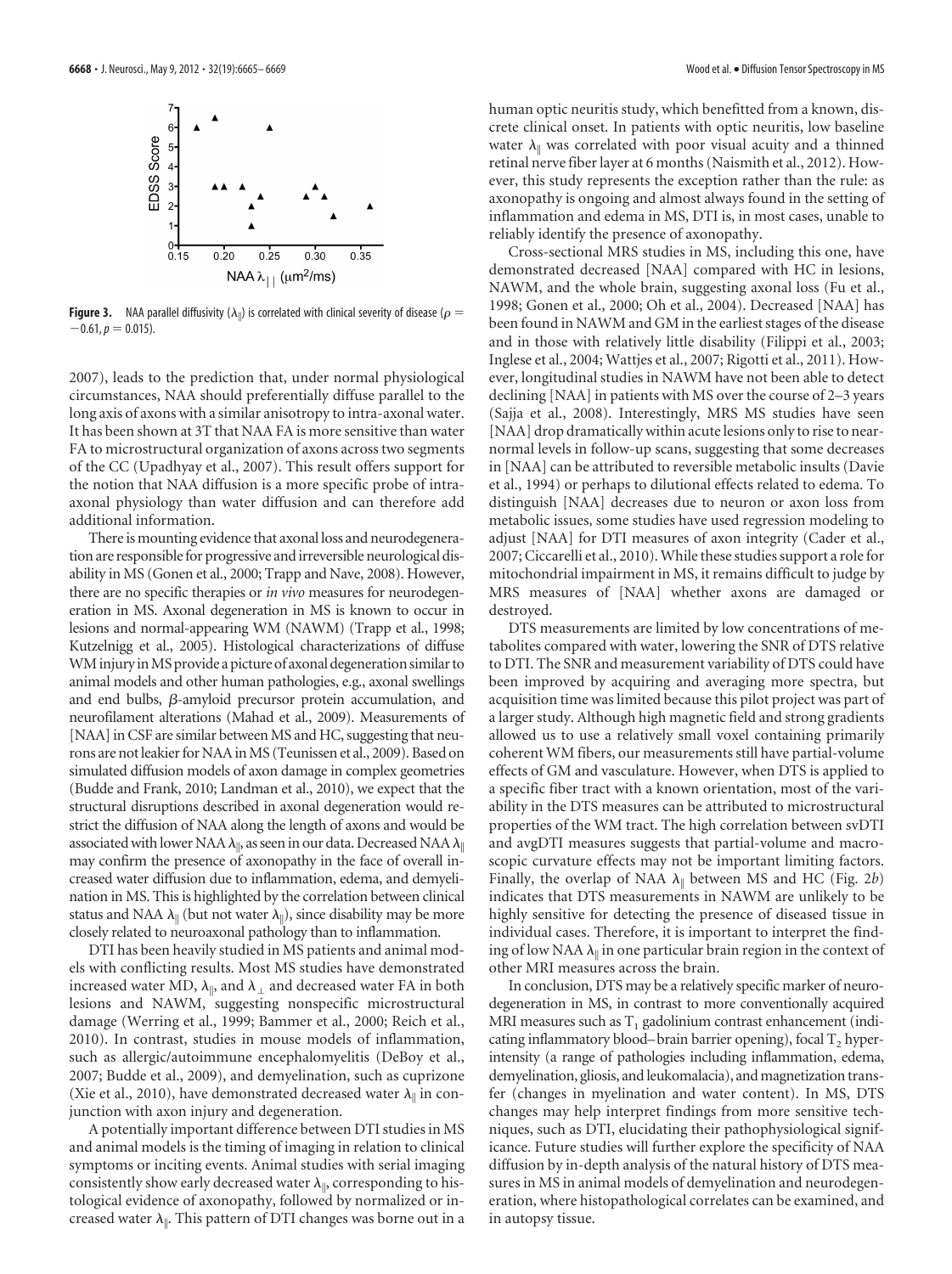**Figure 3.** NAA parallel diffusivity ($\lambda_{\parallel}$) is correlated with clinical severity of disease ($\rho = -0.61$, $p = 0.015$).

2007), leads to the prediction that, under normal physiological circumstances, NAA should preferentially diffuse parallel to the long axis of axons with a similar anisotropy to intra-axonal water. It has been shown at 3T that NAA FA is more sensitive than water FA to microstructural organization of axons across two segments of the CC (Upadhyay et al., 2007). This result offers support for the notion that NAA diffusion is a more specific probe of intra-axonal physiology than water diffusion and can therefore add additional information.

There is mounting evidence that axonal loss and neurodegeneration are responsible for progressive and irreversible neurological disability in MS (Gonen et al., 2000; Trapp and Nave, 2008). However, there are no specific therapies or *in vivo* measures for neurodegeneration in MS. Axonal degeneration in MS is known to occur in lesions and normal-appearing WM (NAWM) (Trapp et al., 1998; Kutzelnigg et al., 2005). Histological characterizations of diffuse WM injury in MS provide a picture of axonal degeneration similar to animal models and other human pathologies, e.g., axonal swellings and end bulbs, $\beta$-amyloid precursor protein accumulation, and neurofilament alterations (Mahad et al., 2009). Measurements of [NAA] in CSF are similar between MS and HC, suggesting that neurons are not leakier for NAA in MS (Teunissen et al., 2009). Based on simulated diffusion models of axon damage in complex geometries (Budde and Frank, 2010; Landman et al., 2010), we expect that the structural disruptions described in axonal degeneration would restrict the diffusion of NAA along the length of axons and would be associated with lower NAA $\lambda_{\parallel}$, as seen in our data. Decreased NAA $\lambda_{\parallel}$ may confirm the presence of axonopathy in the face of overall increased water diffusion due to inflammation, edema, and demyelination in MS. This is highlighted by the correlation between clinical status and NAA $\lambda_{\parallel}$ (but not water $\lambda_{\parallel}$), since disability may be more closely related to neuroaxonal pathology than to inflammation.

DTI has been heavily studied in MS patients and animal models with conflicting results. Most MS studies have demonstrated increased water MD, $\lambda_{\parallel}$, and $\lambda_{\perp}$ and decreased water FA in both lesions and NAWM, suggesting nonspecific microstructural damage (Werring et al., 1999; Bammer et al., 2000; Reich et al., 2010). In contrast, studies in mouse models of inflammation, such as allergic/autoimmune encephalomyelitis (DeBoy et al., 2007; Budde et al., 2009), and demyelination, such as cuprizone (Xie et al., 2010), have demonstrated decreased water $\lambda_{\parallel}$ in conjunction with axon injury and degeneration.

A potentially important difference between DTI studies in MS and animal models is the timing of imaging in relation to clinical symptoms or inciting events. Animal studies with serial imaging consistently show early decreased water $\lambda_{\parallel}$, corresponding to histological evidence of axonopathy, followed by normalized or increased water $\lambda_{\parallel}$. This pattern of DTI changes was borne out in a human optic neuritis study, which benefitted from a known, discrete clinical onset. In patients with optic neuritis, low baseline water $\lambda_{\parallel}$ was correlated with poor visual acuity and a thinned retinal nerve fiber layer at 6 months (Naismith et al., 2012). However, this study represents the exception rather than the rule: as axonopathy is ongoing and almost always found in the setting of inflammation and edema in MS, DTI is, in most cases, unable to reliably identify the presence of axonopathy.

Cross-sectional MRS studies in MS, including this one, have demonstrated decreased [NAA] compared with HC in lesions, NAWM, and the whole brain, suggesting axonal loss (Fu et al., 1998; Gonen et al., 2000; Oh et al., 2004). Decreased [NAA] has been found in NAWM and GM in the earliest stages of the disease and in those with relatively little disability (Filippi et al., 2003; Inglese et al., 2004; Wattjes et al., 2007; Rigotti et al., 2011). However, longitudinal studies in NAWM have not been able to detect declining [NAA] in patients with MS over the course of 2–3 years (Sajja et al., 2008). Interestingly, MRS MS studies have seen [NAA] drop dramatically within acute lesions only to rise to near-normal levels in follow-up scans, suggesting that some decreases in [NAA] can be attributed to reversible metabolic insults (Davie et al., 1994) or perhaps to dilutional effects related to edema. To distinguish [NAA] decreases due to neuron or axon loss from metabolic issues, some studies have used regression modeling to adjust [NAA] for DTI measures of axon integrity (Cader et al., 2007; Ciccarelli et al., 2010). While these studies support a role for mitochondrial impairment in MS, it remains difficult to judge by MRS measures of [NAA] whether axons are damaged or destroyed.

DTS measurements are limited by low concentrations of metabolites compared with water, lowering the SNR of DTS relative to DTI. The SNR and measurement variability of DTS could have been improved by acquiring and averaging more spectra, but acquisition time was limited because this pilot project was part of a larger study. Although high magnetic field and strong gradients allowed us to use a relatively small voxel containing primarily coherent WM fibers, our measurements still have partial-volume effects of GM and vasculature. However, when DTS is applied to a specific fiber tract with a known orientation, most of the variability in the DTS measures can be attributed to microstructural properties of the WM tract. The high correlation between svDTI and avgDTI measures suggests that partial-volume and macroscopic curvature effects may not be important limiting factors. Finally, the overlap of NAA $\lambda_{\parallel}$ between MS and HC (Fig. 2*b*) indicates that DTS measurements in NAWM are unlikely to be highly sensitive for detecting the presence of diseased tissue in individual cases. Therefore, it is important to interpret the finding of low NAA $\lambda_{\parallel}$ in one particular brain region in the context of other MRI measures across the brain.

In conclusion, DTS may be a relatively specific marker of neurodegeneration in MS, in contrast to more conventionally acquired MRI measures such as $T_1$ gadolinium contrast enhancement (indicating inflammatory blood–brain barrier opening), focal $T_2$ hyperintensity (a range of pathologies including inflammation, edema, demyelination, gliosis, and leukomalacia), and magnetization transfer (changes in myelination and water content). In MS, DTS changes may help interpret findings from more sensitive techniques, such as DTI, elucidating their pathophysiological significance. Future studies will further explore the specificity of NAA diffusion by in-depth analysis of the natural history of DTS measures in MS in animal models of demyelination and neurodegeneration, where histopathological correlates can be examined, and in autopsy tissue.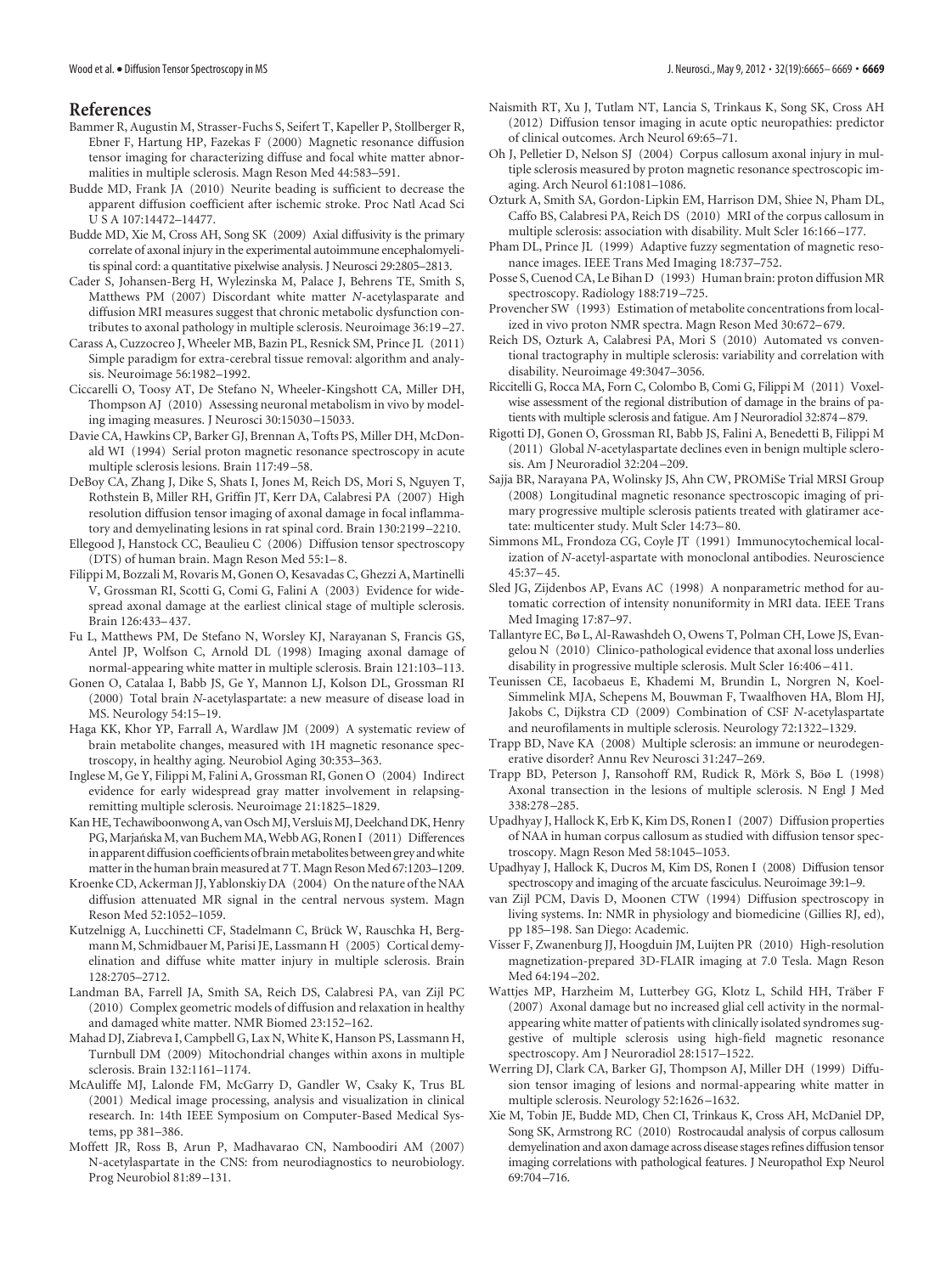## References

Bammer R, Augustin M, Strasser-Fuchs S, Seifert T, Kapeller P, Stollberger R, Ebner F, Hartung HP, Fazekas F (2000) Magnetic resonance diffusion tensor imaging for characterizing diffuse and focal white matter abnormalities in multiple sclerosis. Magn Reson Med 44:583–591.

Budde MD, Frank JA (2010) Neurite beading is sufficient to decrease the apparent diffusion coefficient after ischemic stroke. Proc Natl Acad Sci U S A 107:14472–14477.

Budde MD, Xie M, Cross AH, Song SK (2009) Axial diffusivity is the primary correlate of axonal injury in the experimental autoimmune encephalomyelitis spinal cord: a quantitative pixelwise analysis. J Neurosci 29:2805–2813.

Cader S, Johansen-Berg H, Wylezinska M, Palace J, Behrens TE, Smith S, Matthews PM (2007) Discordant white matter *N*-acetylasparate and diffusion MRI measures suggest that chronic metabolic dysfunction contributes to axonal pathology in multiple sclerosis. Neuroimage 36:19–27.

Carass A, Cuzzocreo J, Wheeler MB, Bazin PL, Resnick SM, Prince JL (2011) Simple paradigm for extra-cerebral tissue removal: algorithm and analysis. Neuroimage 56:1982–1992.

Ciccarelli O, Toosy AT, De Stefano N, Wheeler-Kingshott CA, Miller DH, Thompson AJ (2010) Assessing neuronal metabolism in vivo by modeling imaging measures. J Neurosci 30:15030–15033.

Davie CA, Hawkins CP, Barker GJ, Brennan A, Tofts PS, Miller DH, McDonald WI (1994) Serial proton magnetic resonance spectroscopy in acute multiple sclerosis lesions. Brain 117:49–58.

DeBoy CA, Zhang J, Dike S, Shats I, Jones M, Reich DS, Mori S, Nguyen T, Rothstein B, Miller RH, Griffin JT, Kerr DA, Calabresi PA (2007) High resolution diffusion tensor imaging of axonal damage in focal inflammatory and demyelinating lesions in rat spinal cord. Brain 130:2199–2210.

Ellegood J, Hanstock CC, Beaulieu C (2006) Diffusion tensor spectroscopy (DTS) of human brain. Magn Reson Med 55:1–8.

Filippi M, Bozzali M, Rovaris M, Gonen O, Kesavadas C, Ghezzi A, Martinelli V, Grossman RI, Scotti G, Comi G, Falini A (2003) Evidence for widespread axonal damage at the earliest clinical stage of multiple sclerosis. Brain 126:433–437.

Fu L, Matthews PM, De Stefano N, Worsley KJ, Narayanan S, Francis GS, Antel JP, Wolfson C, Arnold DL (1998) Imaging axonal damage of normal-appearing white matter in multiple sclerosis. Brain 121:103–113.

Gonen O, Catalaa I, Babb JS, Ge Y, Mannon LJ, Kolson DL, Grossman RI (2000) Total brain *N*-acetylaspartate: a new measure of disease load in MS. Neurology 54:15–19.

Haga KK, Khor YP, Farrall A, Wardlaw JM (2009) A systematic review of brain metabolite changes, measured with 1H magnetic resonance spectroscopy, in healthy aging. Neurobiol Aging 30:353–363.

Inglese M, Ge Y, Filippi M, Falini A, Grossman RI, Gonen O (2004) Indirect evidence for early widespread gray matter involvement in relapsing-remitting multiple sclerosis. Neuroimage 21:1825–1829.

Kan HE, Techawiboonwong A, van Osch MJ, Versluis MJ, Deelchand DK, Henry PG, Marjańska M, van Buchem MA, Webb AG, Ronen I (2011) Differences in apparent diffusion coefficients of brain metabolites between grey and white matter in the human brain measured at 7 T. Magn Reson Med 67:1203–1209.

Kroenke CD, Ackerman JJ, Yablonskiy DA (2004) On the nature of the NAA diffusion attenuated MR signal in the central nervous system. Magn Reson Med 52:1052–1059.

Kutzelnigg A, Lucchinetti CF, Stadelmann C, Brück W, Rauschka H, Bergmann M, Schmidbauer M, Parisi JE, Lassmann H (2005) Cortical demyelination and diffuse white matter injury in multiple sclerosis. Brain 128:2705–2712.

Landman BA, Farrell JA, Smith SA, Reich DS, Calabresi PA, van Zijl PC (2010) Complex geometric models of diffusion and relaxation in healthy and damaged white matter. NMR Biomed 23:152–162.

Mahad DJ, Ziabreva I, Campbell G, Lax N, White K, Hanson PS, Lassmann H, Turnbull DM (2009) Mitochondrial changes within axons in multiple sclerosis. Brain 132:1161–1174.

McAuliffe MJ, Lalonde FM, McGarry D, Gandler W, Csaky K, Trus BL (2001) Medical image processing, analysis and visualization in clinical research. In: 14th IEEE Symposium on Computer-Based Medical Systems, pp 381–386.

Moffett JR, Ross B, Arun P, Madhavarao CN, Namboodiri AM (2007) N-acetylaspartate in the CNS: from neurodiagnostics to neurobiology. Prog Neurobiol 81:89–131.

Naismith RT, Xu J, Tutlam NT, Lancia S, Trinkaus K, Song SK, Cross AH (2012) Diffusion tensor imaging in acute optic neuropathies: predictor of clinical outcomes. Arch Neurol 69:65–71.

Oh J, Pelletier D, Nelson SJ (2004) Corpus callosum axonal injury in multiple sclerosis measured by proton magnetic resonance spectroscopic imaging. Arch Neurol 61:1081–1086.

Ozturk A, Smith SA, Gordon-Lipkin EM, Harrison DM, Shiee N, Pham DL, Caffo BS, Calabresi PA, Reich DS (2010) MRI of the corpus callosum in multiple sclerosis: association with disability. Mult Scler 16:166–177.

Pham DL, Prince JL (1999) Adaptive fuzzy segmentation of magnetic resonance images. IEEE Trans Med Imaging 18:737–752.

Posse S, Cuenod CA, Le Bihan D (1993) Human brain: proton diffusion MR spectroscopy. Radiology 188:719–725.

Provencher SW (1993) Estimation of metabolite concentrations from localized in vivo proton NMR spectra. Magn Reson Med 30:672–679.

Reich DS, Ozturk A, Calabresi PA, Mori S (2010) Automated vs conventional tractography in multiple sclerosis: variability and correlation with disability. Neuroimage 49:3047–3056.

Riccitelli G, Rocca MA, Forn C, Colombo B, Comi G, Filippi M (2011) Voxelwise assessment of the regional distribution of damage in the brains of patients with multiple sclerosis and fatigue. Am J Neuroradiol 32:874–879.

Rigotti DJ, Gonen O, Grossman RI, Babb JS, Falini A, Benedetti B, Filippi M (2011) Global *N*-acetylaspartate declines even in benign multiple sclerosis. Am J Neuroradiol 32:204–209.

Sajja BR, Narayana PA, Wolinsky JS, Ahn CW, PROMiSe Trial MRSI Group (2008) Longitudinal magnetic resonance spectroscopic imaging of primary progressive multiple sclerosis patients treated with glatiramer acetate: multicenter study. Mult Scler 14:73–80.

Simmons ML, Frondoza CG, Coyle JT (1991) Immunocytochemical localization of *N*-acetyl-aspartate with monoclonal antibodies. Neuroscience 45:37–45.

Sled JG, Zijdenbos AP, Evans AC (1998) A nonparametric method for automatic correction of intensity nonuniformity in MRI data. IEEE Trans Med Imaging 17:87–97.

Tallantyre EC, Bø L, Al-Rawashdeh O, Owens T, Polman CH, Lowe JS, Evangelou N (2010) Clinico-pathological evidence that axonal loss underlies disability in progressive multiple sclerosis. Mult Scler 16:406–411.

Teunissen CE, Iacobaeus E, Khademi M, Brundin L, Norgren N, Koel-Simmelink MJA, Schepens M, Bouwman F, Twaalfhoven HA, Blom HJ, Jakobs C, Dijkstra CD (2009) Combination of CSF *N*-acetylaspartate and neurofilaments in multiple sclerosis. Neurology 72:1322–1329.

Trapp BD, Nave KA (2008) Multiple sclerosis: an immune or neurodegenerative disorder? Annu Rev Neurosci 31:247–269.

Trapp BD, Peterson J, Ransohoff RM, Rudick R, Mörk S, Böø L (1998) Axonal transection in the lesions of multiple sclerosis. N Engl J Med 338:278–285.

Upadhyay J, Hallock K, Erb K, Kim DS, Ronen I (2007) Diffusion properties of NAA in human corpus callosum as studied with diffusion tensor spectroscopy. Magn Reson Med 58:1045–1053.

Upadhyay J, Hallock K, Ducros M, Kim DS, Ronen I (2008) Diffusion tensor spectroscopy and imaging of the arcuate fasciculus. Neuroimage 39:1–9.

van Zijl PCM, Davis D, Moonen CTW (1994) Diffusion spectroscopy in living systems. In: NMR in physiology and biomedicine (Gillies RJ, ed), pp 185–198. San Diego: Academic.

Visser F, Zwanenburg JJ, Hoogduin JM, Luijten PR (2010) High-resolution magnetization-prepared 3D-FLAIR imaging at 7.0 Tesla. Magn Reson Med 64:194–202.

Wattjes MP, Harzheim M, Lutterbey GG, Klotz L, Schild HH, Träber F (2007) Axonal damage but no increased glial cell activity in the normal-appearing white matter of patients with clinically isolated syndromes suggestive of multiple sclerosis using high-field magnetic resonance spectroscopy. Am J Neuroradiol 28:1517–1522.

Werring DJ, Clark CA, Barker GJ, Thompson AJ, Miller DH (1999) Diffusion tensor imaging of lesions and normal-appearing white matter in multiple sclerosis. Neurology 52:1626–1632.

Xie M, Tobin JE, Budde MD, Chen CI, Trinkaus K, Cross AH, McDaniel DP, Song SK, Armstrong RC (2010) Rostrocaudal analysis of corpus callosum demyelination and axon damage across disease stages refines diffusion tensor imaging correlations with pathological features. J Neuropathol Exp Neurol 69:704–716.